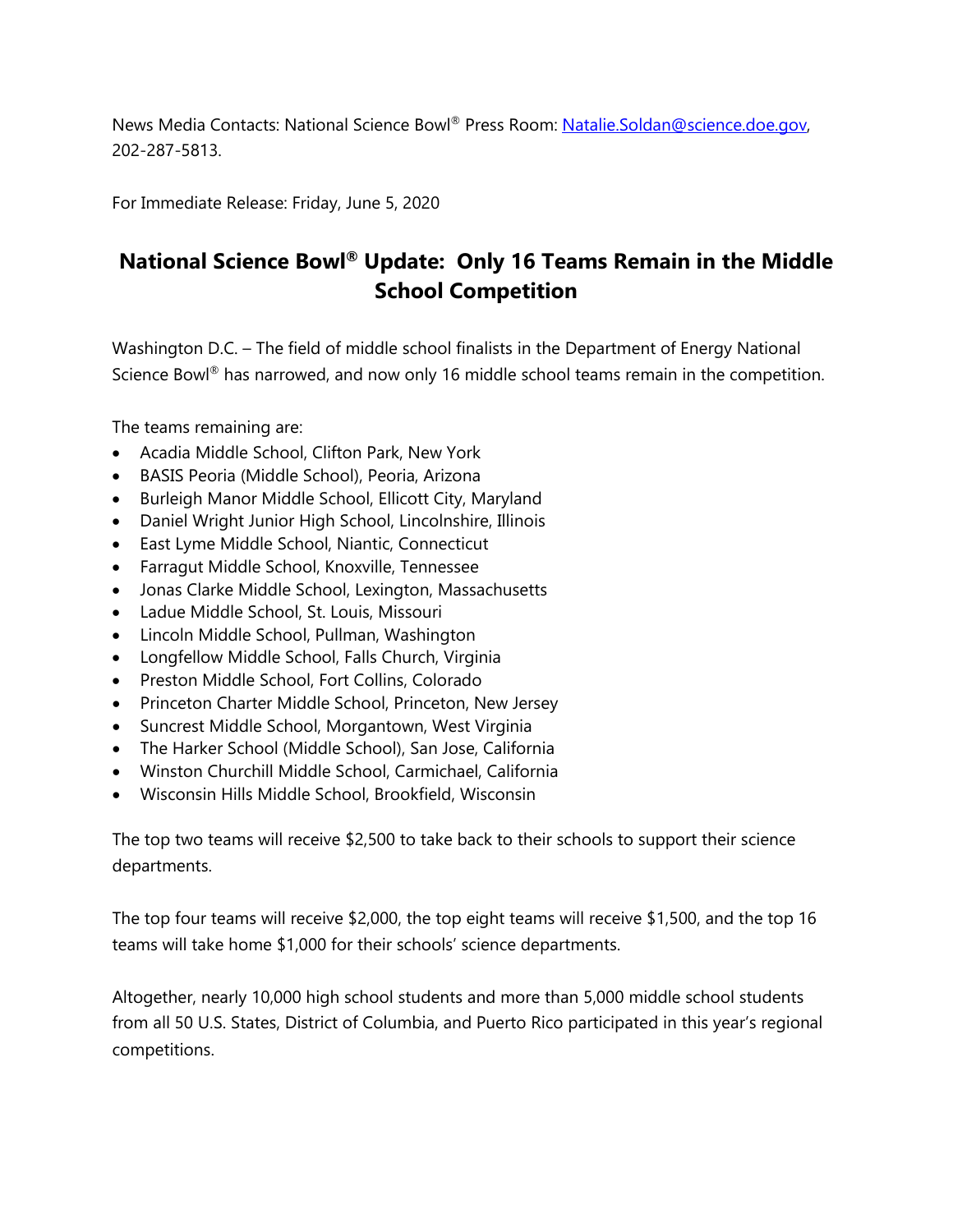News Media Contacts: National Science Bowl® Press Room: [Natalie.Soldan@science.doe.gov](mailto:Natalie.Soldan@science.doe.gov), 202-287-5813.

For Immediate Release: Friday, June 5, 2020

# National Science Bowl® Update: Only 16 Teams Remain in the Middle School Competition

Washington D.C. – The field of middle school finalists in the Department of Energy National Science Bowl® has narrowed, and now only 16 middle school teams remain in the competition.

The teams remaining are:

- Acadia Middle School, Clifton Park, New York
- BASIS Peoria (Middle School), Peoria, Arizona
- Burleigh Manor Middle School, Ellicott City, Maryland
- Daniel Wright Junior High School, Lincolnshire, Illinois
- East Lyme Middle School, Niantic, Connecticut
- Farragut Middle School, Knoxville, Tennessee
- Jonas Clarke Middle School, Lexington, Massachusetts
- Ladue Middle School, St. Louis, Missouri
- Lincoln Middle School, Pullman, Washington
- Longfellow Middle School, Falls Church, Virginia
- Preston Middle School, Fort Collins, Colorado
- Princeton Charter Middle School, Princeton, New Jersey
- Suncrest Middle School, Morgantown, West Virginia
- The Harker School (Middle School), San Jose, California
- Winston Churchill Middle School, Carmichael, California
- Wisconsin Hills Middle School, Brookfield, Wisconsin

The top two teams will receive $2,500 to take back to their schools to support their science departments.

The top four teams will receive $2,000, the top eight teams will receive $1,500, and the top 16 teams will take home $1,000 for their schools' science departments.

Altogether, nearly 10,000 high school students and more than 5,000 middle school students from all 50 U.S. States, District of Columbia, and Puerto Rico participated in this year's regional competitions.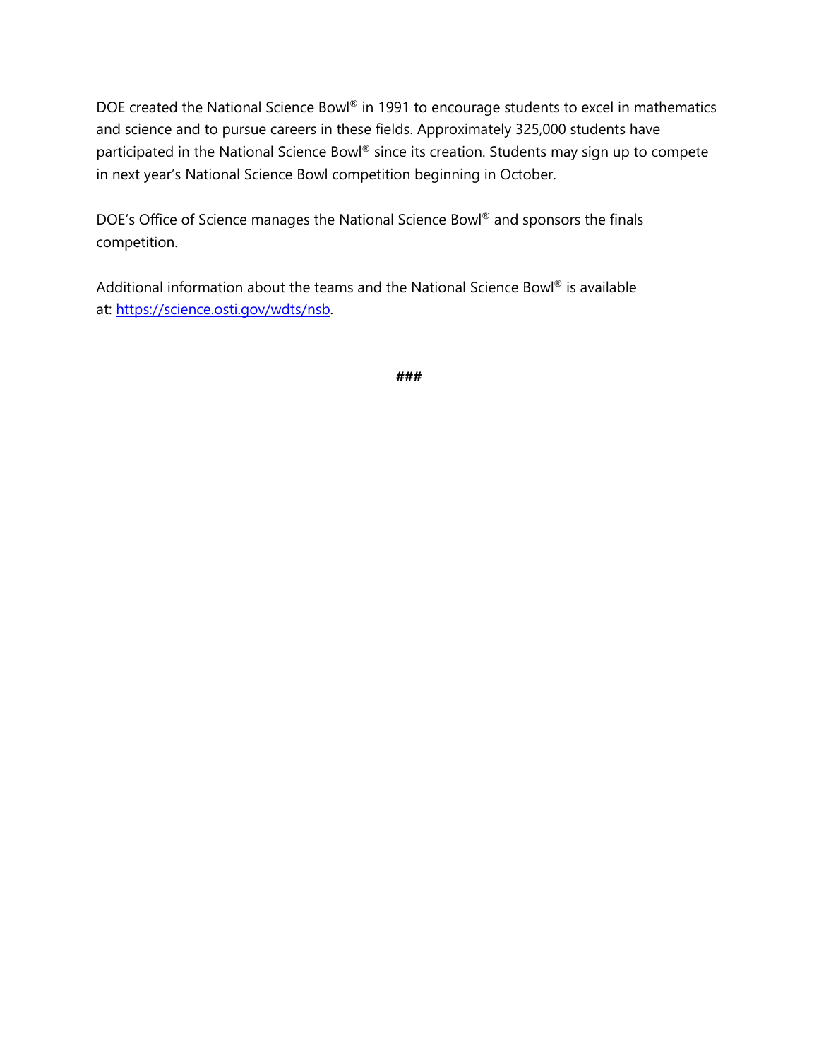DOE created the National Science Bowl® in 1991 to encourage students to excel in mathematics and science and to pursue careers in these fields. Approximately 325,000 students have participated in the National Science Bowl® since its creation. Students may sign up to compete in next year's National Science Bowl competition beginning in October.

DOE's Office of Science manages the National Science Bowl® and sponsors the finals competition.

Additional information about the teams and the National Science Bowl® is available at: [https://science.osti.gov/wdts/nsb](https://science.osti.gov/wdts/nsb).

**###**